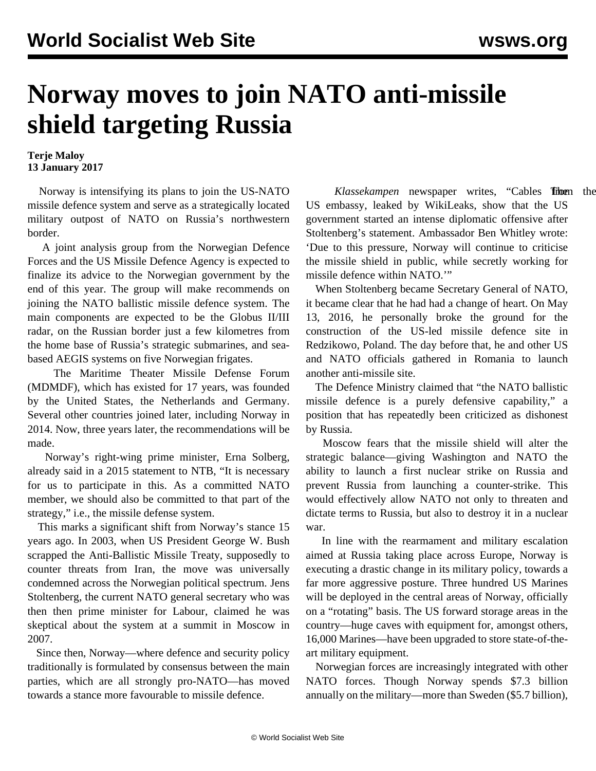# Norway moves to join NATO anti-missile shield targeting Russia

**Terje Maloy**
**13 January 2017**

Norway is intensifying its plans to join the US-NATO missile defence system and serve as a strategically located military outpost of NATO on Russia's northwestern border.

A joint analysis group from the Norwegian Defence Forces and the US Missile Defence Agency is expected to finalize its advice to the Norwegian government by the end of this year. The group will make recommends on joining the NATO ballistic missile defence system. The main components are expected to be the Globus II/III radar, on the Russian border just a few kilometres from the home base of Russia's strategic submarines, and sea-based AEGIS systems on five Norwegian frigates.

The Maritime Theater Missile Defense Forum (MDMDF), which has existed for 17 years, was founded by the United States, the Netherlands and Germany. Several other countries joined later, including Norway in 2014. Now, three years later, the recommendations will be made.

Norway's right-wing prime minister, Erna Solberg, already said in a 2015 statement to NTB, "It is necessary for us to participate in this. As a committed NATO member, we should also be committed to that part of the strategy," i.e., the missile defense system.

This marks a significant shift from Norway's stance 15 years ago. In 2003, when US President George W. Bush scrapped the Anti-Ballistic Missile Treaty, supposedly to counter threats from Iran, the move was universally condemned across the Norwegian political spectrum. Jens Stoltenberg, the current NATO general secretary who was then then prime minister for Labour, claimed he was skeptical about the system at a summit in Moscow in 2007.

Since then, Norway—where defence and security policy traditionally is formulated by consensus between the main parties, which are all strongly pro-NATO—has moved towards a stance more favourable to missile defence.

The *Klassekampen* newspaper writes, "Cables from the US embassy, leaked by WikiLeaks, show that the US government started an intense diplomatic offensive after Stoltenberg's statement. Ambassador Ben Whitley wrote: 'Due to this pressure, Norway will continue to criticise the missile shield in public, while secretly working for missile defence within NATO.'"

When Stoltenberg became Secretary General of NATO, it became clear that he had had a change of heart. On May 13, 2016, he personally broke the ground for the construction of the US-led missile defence site in Redzikowo, Poland. The day before that, he and other US and NATO officials gathered in Romania to launch another anti-missile site.

The Defence Ministry claimed that "the NATO ballistic missile defence is a purely defensive capability," a position that has repeatedly been criticized as dishonest by Russia.

Moscow fears that the missile shield will alter the strategic balance—giving Washington and NATO the ability to launch a first nuclear strike on Russia and prevent Russia from launching a counter-strike. This would effectively allow NATO not only to threaten and dictate terms to Russia, but also to destroy it in a nuclear war.

In line with the rearmament and military escalation aimed at Russia taking place across Europe, Norway is executing a drastic change in its military policy, towards a far more aggressive posture. Three hundred US Marines will be deployed in the central areas of Norway, officially on a "rotating" basis. The US forward storage areas in the country—huge caves with equipment for, amongst others, 16,000 Marines—have been upgraded to store state-of-the-art military equipment.

Norwegian forces are increasingly integrated with other NATO forces. Though Norway spends $7.3 billion annually on the military—more than Sweden ($5.7 billion),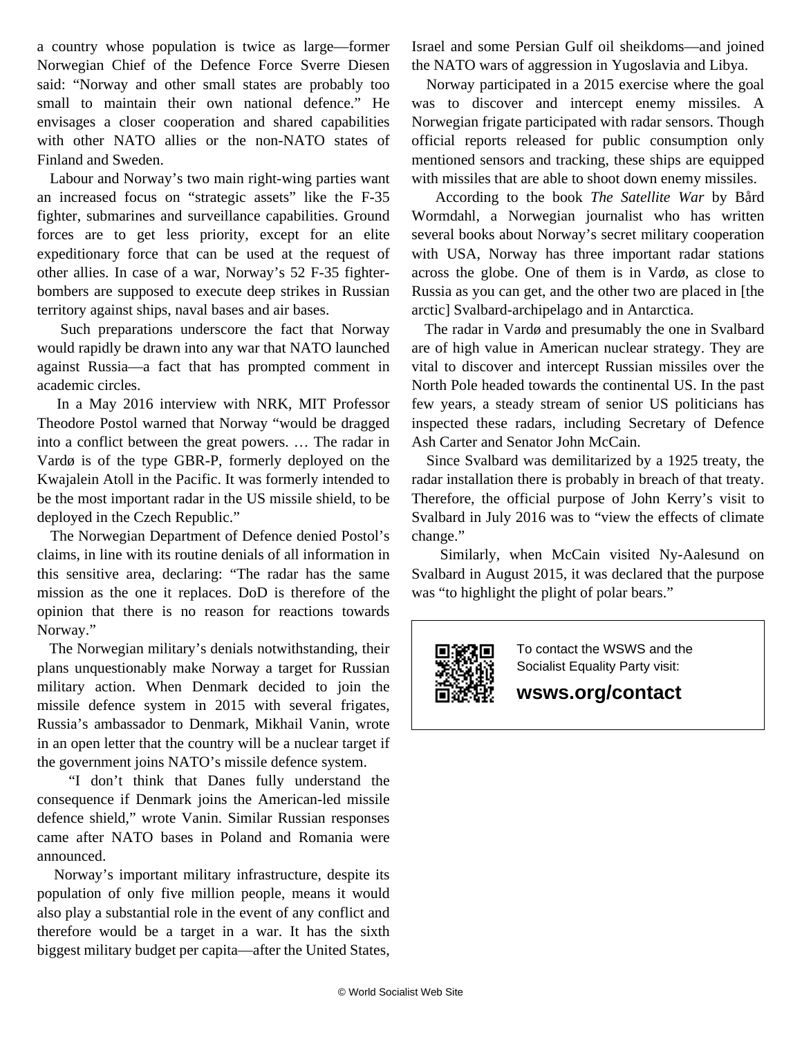a country whose population is twice as large—former Norwegian Chief of the Defence Force Sverre Diesen said: "Norway and other small states are probably too small to maintain their own national defence." He envisages a closer cooperation and shared capabilities with other NATO allies or the non-NATO states of Finland and Sweden.

Labour and Norway's two main right-wing parties want an increased focus on "strategic assets" like the F-35 fighter, submarines and surveillance capabilities. Ground forces are to get less priority, except for an elite expeditionary force that can be used at the request of other allies. In case of a war, Norway's 52 F-35 fighter-bombers are supposed to execute deep strikes in Russian territory against ships, naval bases and air bases.

Such preparations underscore the fact that Norway would rapidly be drawn into any war that NATO launched against Russia—a fact that has prompted comment in academic circles.

In a May 2016 interview with NRK, MIT Professor Theodore Postol warned that Norway "would be dragged into a conflict between the great powers. … The radar in Vardø is of the type GBR-P, formerly deployed on the Kwajalein Atoll in the Pacific. It was formerly intended to be the most important radar in the US missile shield, to be deployed in the Czech Republic."

The Norwegian Department of Defence denied Postol's claims, in line with its routine denials of all information in this sensitive area, declaring: "The radar has the same mission as the one it replaces. DoD is therefore of the opinion that there is no reason for reactions towards Norway."

The Norwegian military's denials notwithstanding, their plans unquestionably make Norway a target for Russian military action. When Denmark decided to join the missile defence system in 2015 with several frigates, Russia's ambassador to Denmark, Mikhail Vanin, wrote in an open letter that the country will be a nuclear target if the government joins NATO's missile defence system.

"I don't think that Danes fully understand the consequence if Denmark joins the American-led missile defence shield," wrote Vanin. Similar Russian responses came after NATO bases in Poland and Romania were announced.

Norway's important military infrastructure, despite its population of only five million people, means it would also play a substantial role in the event of any conflict and therefore would be a target in a war. It has the sixth biggest military budget per capita—after the United States, Israel and some Persian Gulf oil sheikdoms—and joined the NATO wars of aggression in Yugoslavia and Libya.

Norway participated in a 2015 exercise where the goal was to discover and intercept enemy missiles. A Norwegian frigate participated with radar sensors. Though official reports released for public consumption only mentioned sensors and tracking, these ships are equipped with missiles that are able to shoot down enemy missiles.

According to the book *The Satellite War* by Bård Wormdahl, a Norwegian journalist who has written several books about Norway's secret military cooperation with USA, Norway has three important radar stations across the globe. One of them is in Vardø, as close to Russia as you can get, and the other two are placed in [the arctic] Svalbard-archipelago and in Antarctica.

The radar in Vardø and presumably the one in Svalbard are of high value in American nuclear strategy. They are vital to discover and intercept Russian missiles over the North Pole headed towards the continental US. In the past few years, a steady stream of senior US politicians has inspected these radars, including Secretary of Defence Ash Carter and Senator John McCain.

Since Svalbard was demilitarized by a 1925 treaty, the radar installation there is probably in breach of that treaty. Therefore, the official purpose of John Kerry's visit to Svalbard in July 2016 was to "view the effects of climate change."

Similarly, when McCain visited Ny-Aalesund on Svalbard in August 2015, it was declared that the purpose was "to highlight the plight of polar bears."

To contact the WSWS and the Socialist Equality Party visit:

**wsws.org/contact**